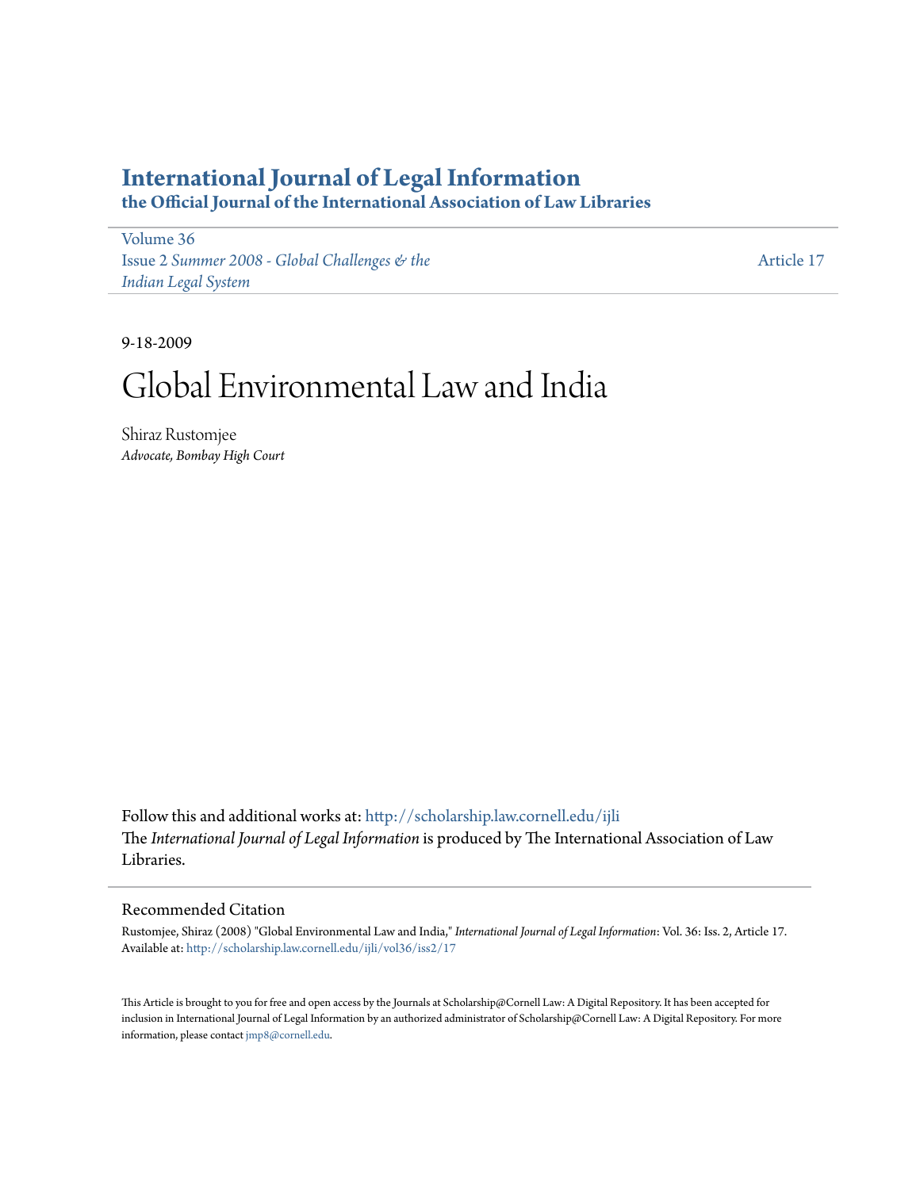# International Journal of Legal Information

**the Official Journal of the International Association of Law Libraries**

Volume 36
Issue 2 *Summer 2008 - Global Challenges & the Indian Legal System*

Article 17

9-18-2009

# Global Environmental Law and India

Shiraz Rustomjee
*Advocate, Bombay High Court*

Follow this and additional works at: http://scholarship.law.cornell.edu/ijli
The *International Journal of Legal Information* is produced by The International Association of Law Libraries.

## Recommended Citation

Rustomjee, Shiraz (2008) "Global Environmental Law and India," *International Journal of Legal Information*: Vol. 36: Iss. 2, Article 17.
Available at: http://scholarship.law.cornell.edu/ijli/vol36/iss2/17

This Article is brought to you for free and open access by the Journals at Scholarship@Cornell Law: A Digital Repository. It has been accepted for inclusion in International Journal of Legal Information by an authorized administrator of Scholarship@Cornell Law: A Digital Repository. For more information, please contact jmp8@cornell.edu.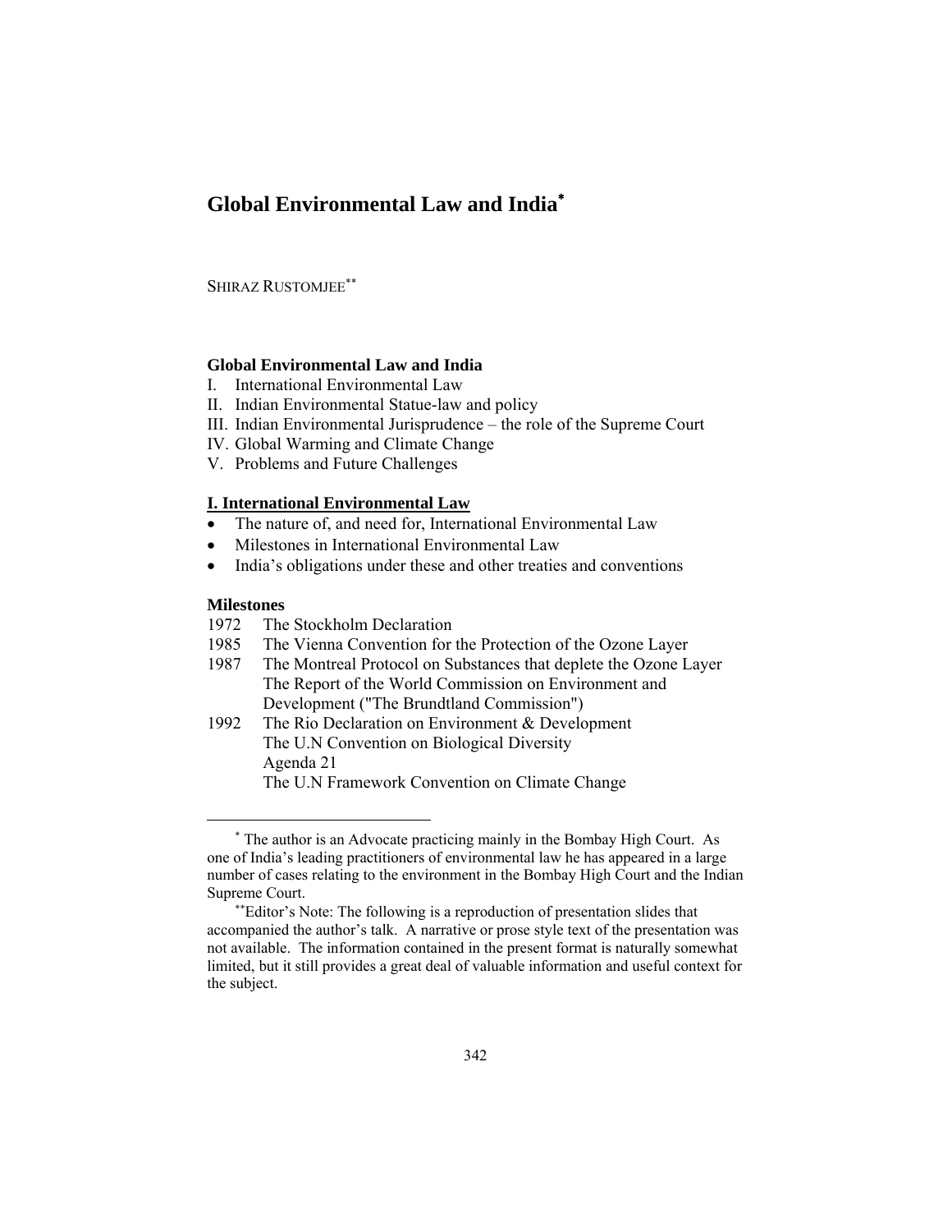# Global Environmental Law and India*

SHIRAZ RUSTOMJEE**

**Global Environmental Law and India**

I. International Environmental Law
II. Indian Environmental Statue-law and policy
III. Indian Environmental Jurisprudence – the role of the Supreme Court
IV. Global Warming and Climate Change
V. Problems and Future Challenges

**<u>I. International Environmental Law</u>**

- The nature of, and need for, International Environmental Law
- Milestones in International Environmental Law
- India's obligations under these and other treaties and conventions

**Milestones**

1972 The Stockholm Declaration
1985 The Vienna Convention for the Protection of the Ozone Layer
1987 The Montreal Protocol on Substances that deplete the Ozone Layer
The Report of the World Commission on Environment and Development ("The Brundtland Commission")
1992 The Rio Declaration on Environment & Development
The U.N Convention on Biological Diversity
Agenda 21
The U.N Framework Convention on Climate Change

---

* The author is an Advocate practicing mainly in the Bombay High Court. As one of India's leading practitioners of environmental law he has appeared in a large number of cases relating to the environment in the Bombay High Court and the Indian Supreme Court.

**Editor's Note: The following is a reproduction of presentation slides that accompanied the author's talk. A narrative or prose style text of the presentation was not available. The information contained in the present format is naturally somewhat limited, but it still provides a great deal of valuable information and useful context for the subject.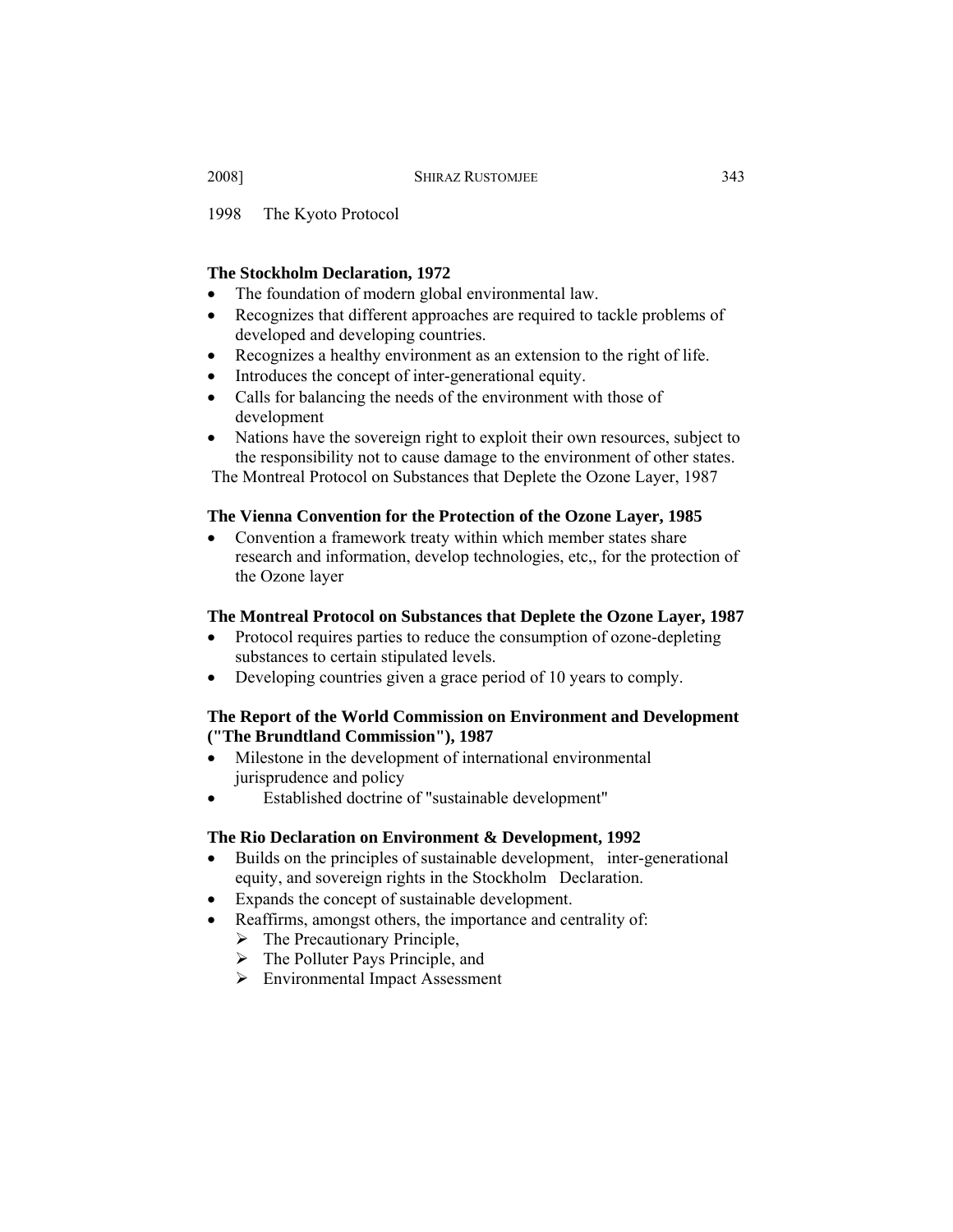1998 The Kyoto Protocol

**The Stockholm Declaration, 1972**

- The foundation of modern global environmental law.
- Recognizes that different approaches are required to tackle problems of developed and developing countries.
- Recognizes a healthy environment as an extension to the right of life.
- Introduces the concept of inter-generational equity.
- Calls for balancing the needs of the environment with those of development
- Nations have the sovereign right to exploit their own resources, subject to the responsibility not to cause damage to the environment of other states.

The Montreal Protocol on Substances that Deplete the Ozone Layer, 1987

**The Vienna Convention for the Protection of the Ozone Layer, 1985**

- Convention a framework treaty within which member states share research and information, develop technologies, etc,, for the protection of the Ozone layer

**The Montreal Protocol on Substances that Deplete the Ozone Layer, 1987**

- Protocol requires parties to reduce the consumption of ozone-depleting substances to certain stipulated levels.
- Developing countries given a grace period of 10 years to comply.

**The Report of the World Commission on Environment and Development ("The Brundtland Commission"), 1987**

- Milestone in the development of international environmental jurisprudence and policy
- Established doctrine of "sustainable development"

**The Rio Declaration on Environment & Development, 1992**

- Builds on the principles of sustainable development, inter-generational equity, and sovereign rights in the Stockholm Declaration.
- Expands the concept of sustainable development.
- Reaffirms, amongst others, the importance and centrality of:
  - The Precautionary Principle,
  - The Polluter Pays Principle, and
  - Environmental Impact Assessment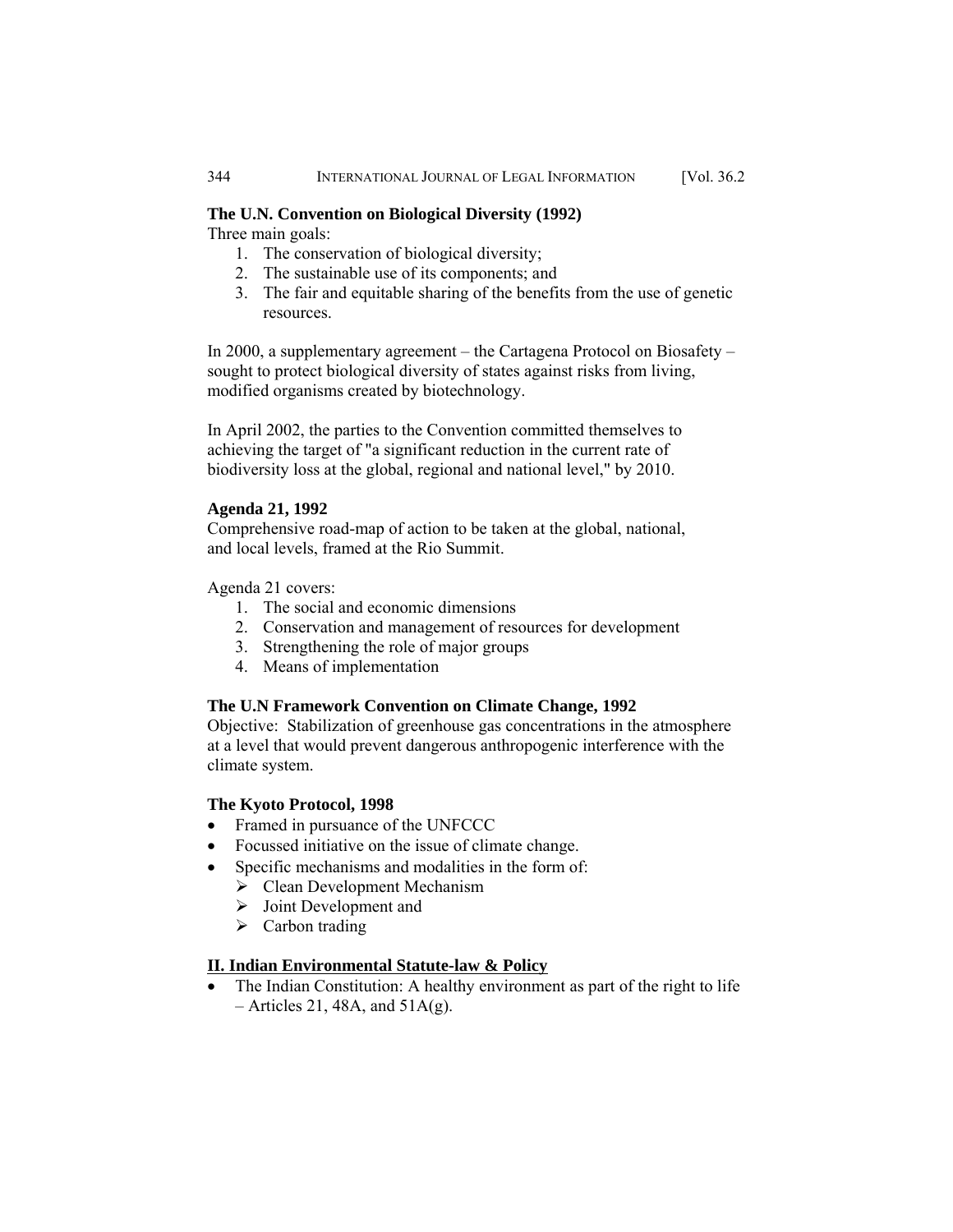**The U.N. Convention on Biological Diversity (1992)**

Three main goals:

1. The conservation of biological diversity;
2. The sustainable use of its components; and
3. The fair and equitable sharing of the benefits from the use of genetic resources.

In 2000, a supplementary agreement – the Cartagena Protocol on Biosafety – sought to protect biological diversity of states against risks from living, modified organisms created by biotechnology.

In April 2002, the parties to the Convention committed themselves to achieving the target of "a significant reduction in the current rate of biodiversity loss at the global, regional and national level," by 2010.

**Agenda 21, 1992**

Comprehensive road-map of action to be taken at the global, national, and local levels, framed at the Rio Summit.

Agenda 21 covers:

1. The social and economic dimensions
2. Conservation and management of resources for development
3. Strengthening the role of major groups
4. Means of implementation

**The U.N Framework Convention on Climate Change, 1992**

Objective: Stabilization of greenhouse gas concentrations in the atmosphere at a level that would prevent dangerous anthropogenic interference with the climate system.

**The Kyoto Protocol, 1998**

- Framed in pursuance of the UNFCCC
- Focussed initiative on the issue of climate change.
- Specific mechanisms and modalities in the form of:
  - Clean Development Mechanism
  - Joint Development and
  - Carbon trading

## II. Indian Environmental Statute-law & Policy

- The Indian Constitution: A healthy environment as part of the right to life – Articles 21, 48A, and 51A(g).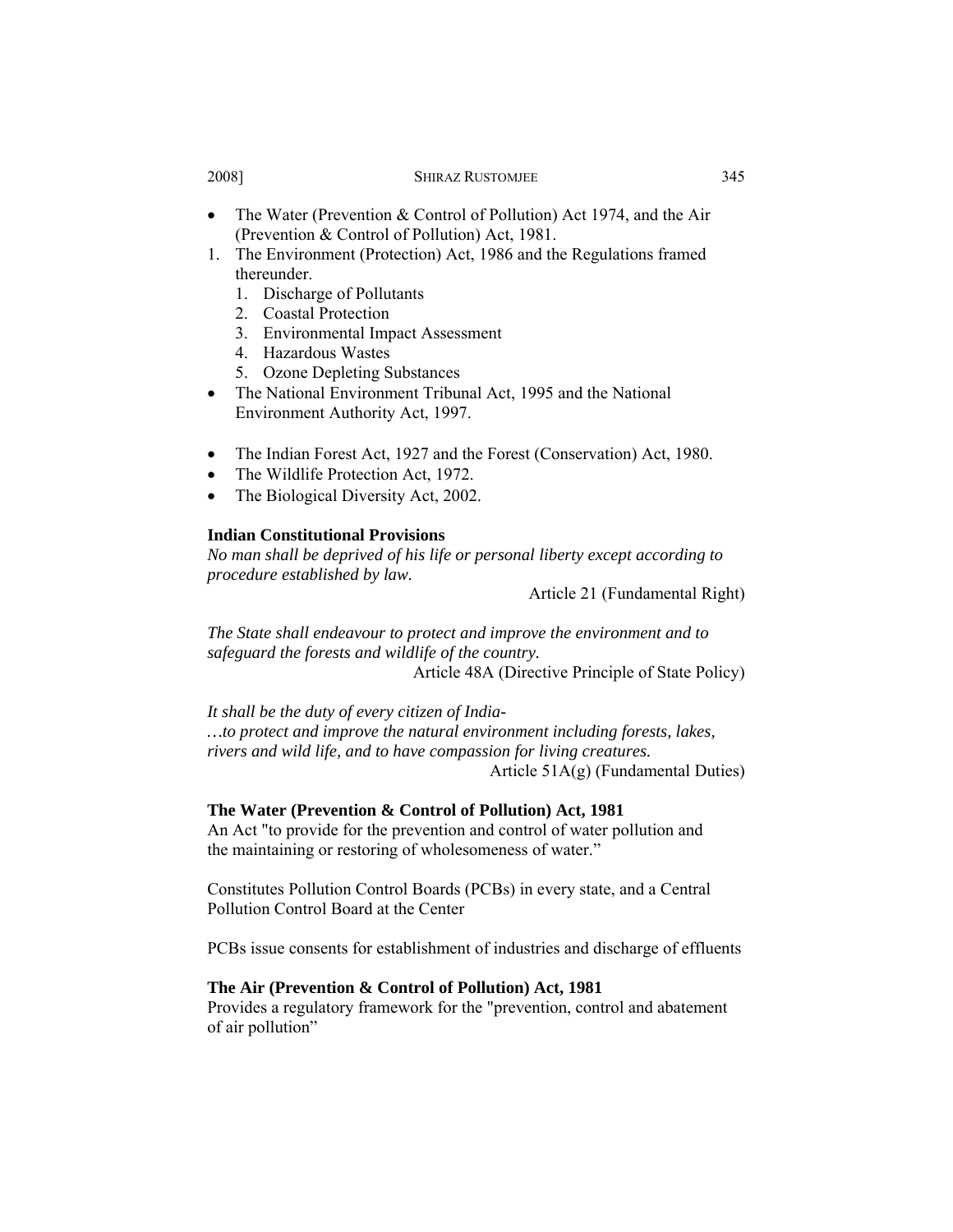- The Water (Prevention & Control of Pollution) Act 1974, and the Air (Prevention & Control of Pollution) Act, 1981.

1. The Environment (Protection) Act, 1986 and the Regulations framed thereunder.
   1. Discharge of Pollutants
   2. Coastal Protection
   3. Environmental Impact Assessment
   4. Hazardous Wastes
   5. Ozone Depleting Substances

- The National Environment Tribunal Act, 1995 and the National Environment Authority Act, 1997.

- The Indian Forest Act, 1927 and the Forest (Conservation) Act, 1980.
- The Wildlife Protection Act, 1972.
- The Biological Diversity Act, 2002.

**Indian Constitutional Provisions**

*No man shall be deprived of his life or personal liberty except according to procedure established by law.*

Article 21 (Fundamental Right)

*The State shall endeavour to protect and improve the environment and to safeguard the forests and wildlife of the country.*

Article 48A (Directive Principle of State Policy)

*It shall be the duty of every citizen of India-*
*…to protect and improve the natural environment including forests, lakes, rivers and wild life, and to have compassion for living creatures.*

Article 51A(g) (Fundamental Duties)

**The Water (Prevention & Control of Pollution) Act, 1981**

An Act "to provide for the prevention and control of water pollution and the maintaining or restoring of wholesomeness of water."

Constitutes Pollution Control Boards (PCBs) in every state, and a Central Pollution Control Board at the Center

PCBs issue consents for establishment of industries and discharge of effluents

**The Air (Prevention & Control of Pollution) Act, 1981**

Provides a regulatory framework for the "prevention, control and abatement of air pollution"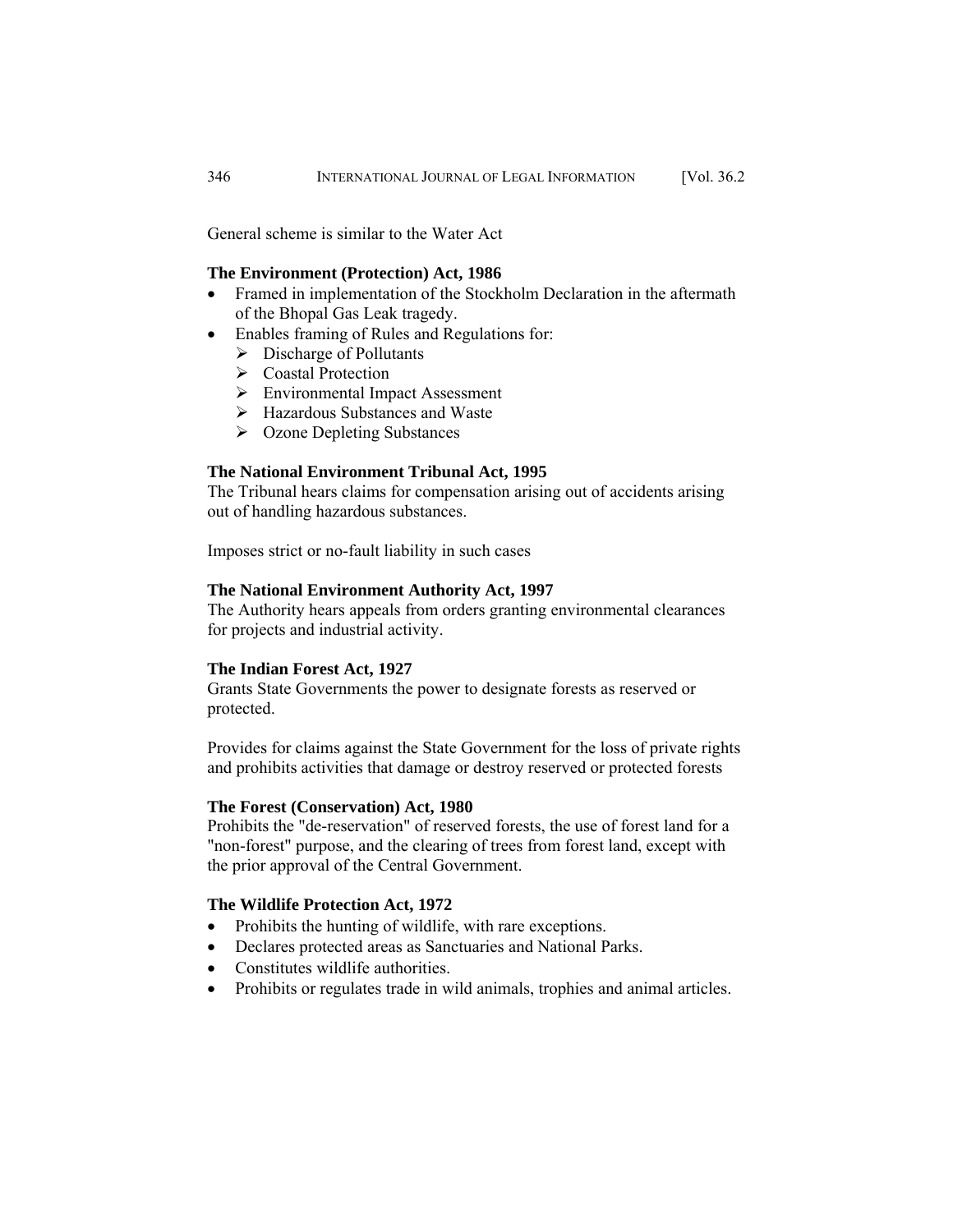General scheme is similar to the Water Act

**The Environment (Protection) Act, 1986**

- Framed in implementation of the Stockholm Declaration in the aftermath of the Bhopal Gas Leak tragedy.
- Enables framing of Rules and Regulations for:
  - Discharge of Pollutants
  - Coastal Protection
  - Environmental Impact Assessment
  - Hazardous Substances and Waste
  - Ozone Depleting Substances

**The National Environment Tribunal Act, 1995**

The Tribunal hears claims for compensation arising out of accidents arising out of handling hazardous substances.

Imposes strict or no-fault liability in such cases

**The National Environment Authority Act, 1997**

The Authority hears appeals from orders granting environmental clearances for projects and industrial activity.

**The Indian Forest Act, 1927**

Grants State Governments the power to designate forests as reserved or protected.

Provides for claims against the State Government for the loss of private rights and prohibits activities that damage or destroy reserved or protected forests

**The Forest (Conservation) Act, 1980**

Prohibits the "de-reservation" of reserved forests, the use of forest land for a "non-forest" purpose, and the clearing of trees from forest land, except with the prior approval of the Central Government.

**The Wildlife Protection Act, 1972**

- Prohibits the hunting of wildlife, with rare exceptions.
- Declares protected areas as Sanctuaries and National Parks.
- Constitutes wildlife authorities.
- Prohibits or regulates trade in wild animals, trophies and animal articles.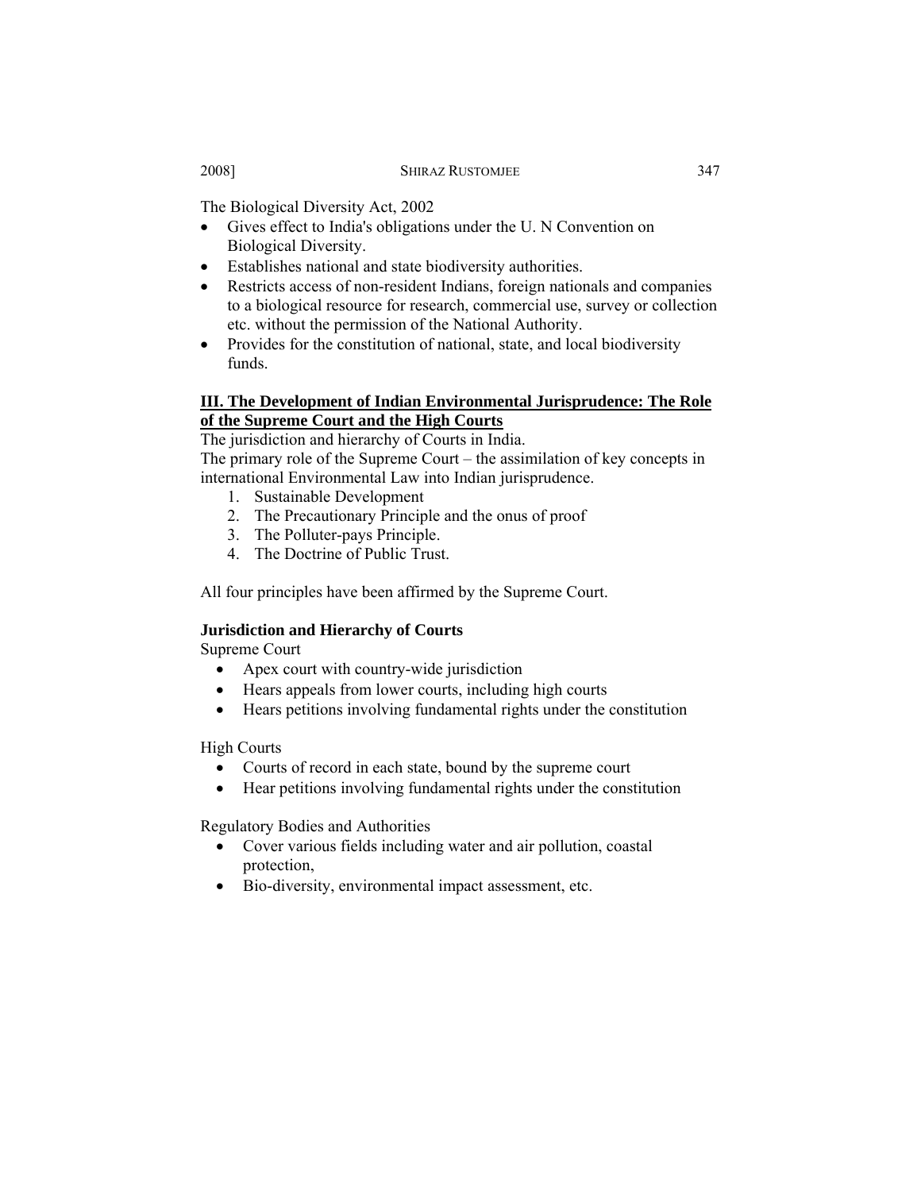The Biological Diversity Act, 2002

- Gives effect to India's obligations under the U. N Convention on Biological Diversity.
- Establishes national and state biodiversity authorities.
- Restricts access of non-resident Indians, foreign nationals and companies to a biological resource for research, commercial use, survey or collection etc. without the permission of the National Authority.
- Provides for the constitution of national, state, and local biodiversity funds.

## III. The Development of Indian Environmental Jurisprudence: The Role of the Supreme Court and the High Courts

The jurisdiction and hierarchy of Courts in India.

The primary role of the Supreme Court – the assimilation of key concepts in international Environmental Law into Indian jurisprudence.

1. Sustainable Development
2. The Precautionary Principle and the onus of proof
3. The Polluter-pays Principle.
4. The Doctrine of Public Trust.

All four principles have been affirmed by the Supreme Court.

### Jurisdiction and Hierarchy of Courts

Supreme Court

- Apex court with country-wide jurisdiction
- Hears appeals from lower courts, including high courts
- Hears petitions involving fundamental rights under the constitution

High Courts

- Courts of record in each state, bound by the supreme court
- Hear petitions involving fundamental rights under the constitution

Regulatory Bodies and Authorities

- Cover various fields including water and air pollution, coastal protection,
- Bio-diversity, environmental impact assessment, etc.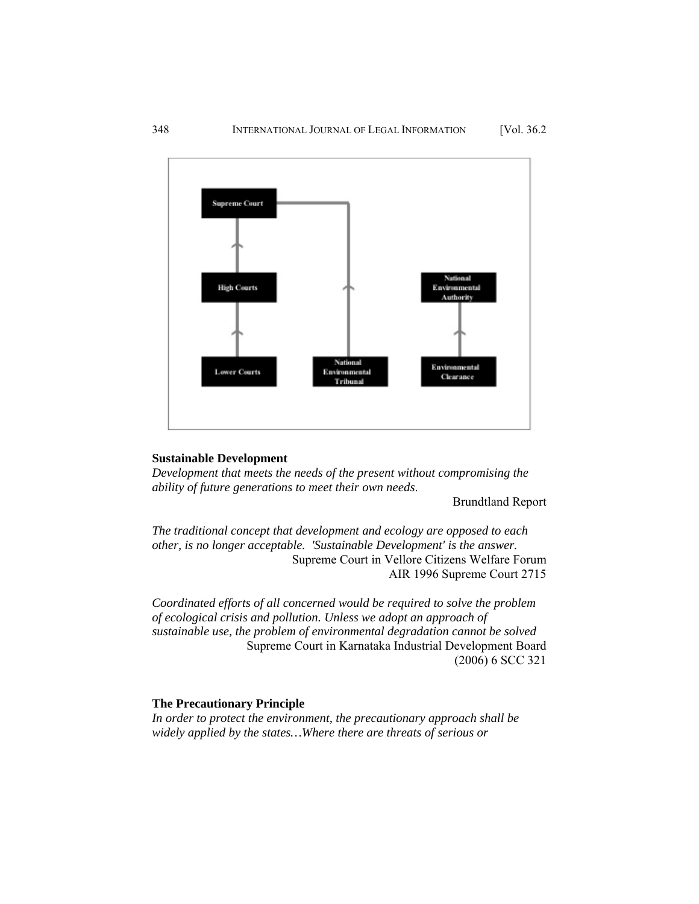## Sustainable Development

*Development that meets the needs of the present without compromising the ability of future generations to meet their own needs.*

Brundtland Report

*The traditional concept that development and ecology are opposed to each other, is no longer acceptable. 'Sustainable Development' is the answer.*

Supreme Court in Vellore Citizens Welfare Forum
AIR 1996 Supreme Court 2715

*Coordinated efforts of all concerned would be required to solve the problem of ecological crisis and pollution. Unless we adopt an approach of sustainable use, the problem of environmental degradation cannot be solved*

Supreme Court in Karnataka Industrial Development Board
(2006) 6 SCC 321

## The Precautionary Principle

*In order to protect the environment, the precautionary approach shall be widely applied by the states…Where there are threats of serious or*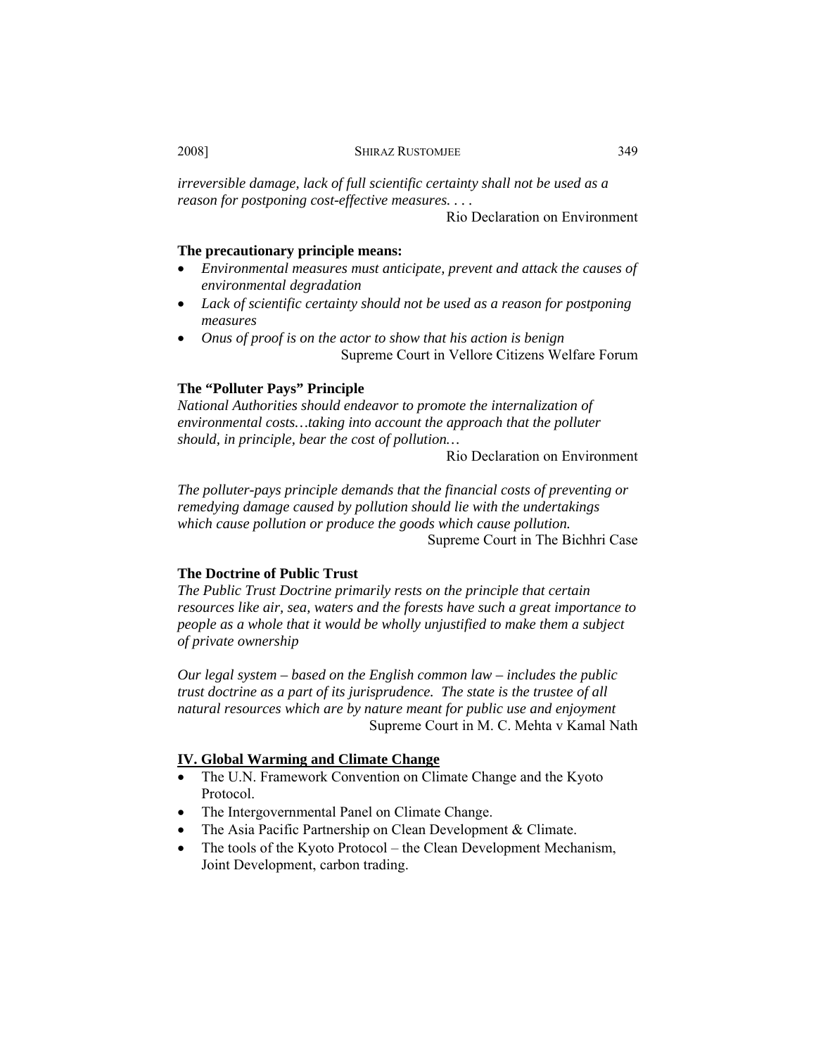*irreversible damage, lack of full scientific certainty shall not be used as a reason for postponing cost-effective measures. . . .*

Rio Declaration on Environment

**The precautionary principle means:**

- *Environmental measures must anticipate, prevent and attack the causes of environmental degradation*
- *Lack of scientific certainty should not be used as a reason for postponing measures*
- *Onus of proof is on the actor to show that his action is benign*

Supreme Court in Vellore Citizens Welfare Forum

**The "Polluter Pays" Principle**

*National Authorities should endeavor to promote the internalization of environmental costs…taking into account the approach that the polluter should, in principle, bear the cost of pollution…*

Rio Declaration on Environment

*The polluter-pays principle demands that the financial costs of preventing or remedying damage caused by pollution should lie with the undertakings which cause pollution or produce the goods which cause pollution.*

Supreme Court in The Bichhri Case

**The Doctrine of Public Trust**

*The Public Trust Doctrine primarily rests on the principle that certain resources like air, sea, waters and the forests have such a great importance to people as a whole that it would be wholly unjustified to make them a subject of private ownership*

*Our legal system – based on the English common law – includes the public trust doctrine as a part of its jurisprudence. The state is the trustee of all natural resources which are by nature meant for public use and enjoyment*

Supreme Court in M. C. Mehta v Kamal Nath

## IV. Global Warming and Climate Change

- The U.N. Framework Convention on Climate Change and the Kyoto Protocol.
- The Intergovernmental Panel on Climate Change.
- The Asia Pacific Partnership on Clean Development & Climate.
- The tools of the Kyoto Protocol – the Clean Development Mechanism, Joint Development, carbon trading.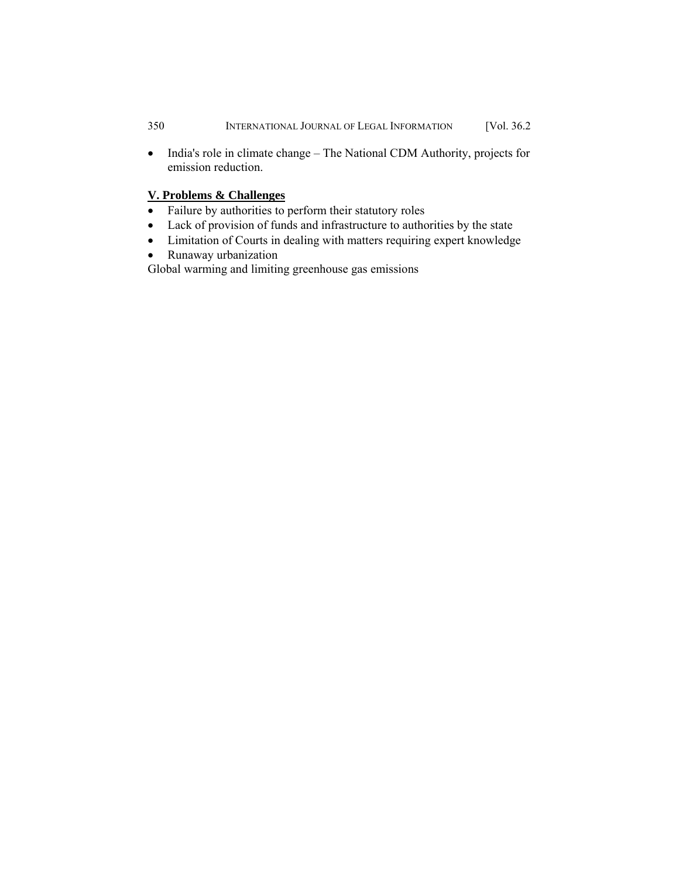- India's role in climate change – The National CDM Authority, projects for emission reduction.

**V. Problems & Challenges**

- Failure by authorities to perform their statutory roles
- Lack of provision of funds and infrastructure to authorities by the state
- Limitation of Courts in dealing with matters requiring expert knowledge
- Runaway urbanization

Global warming and limiting greenhouse gas emissions